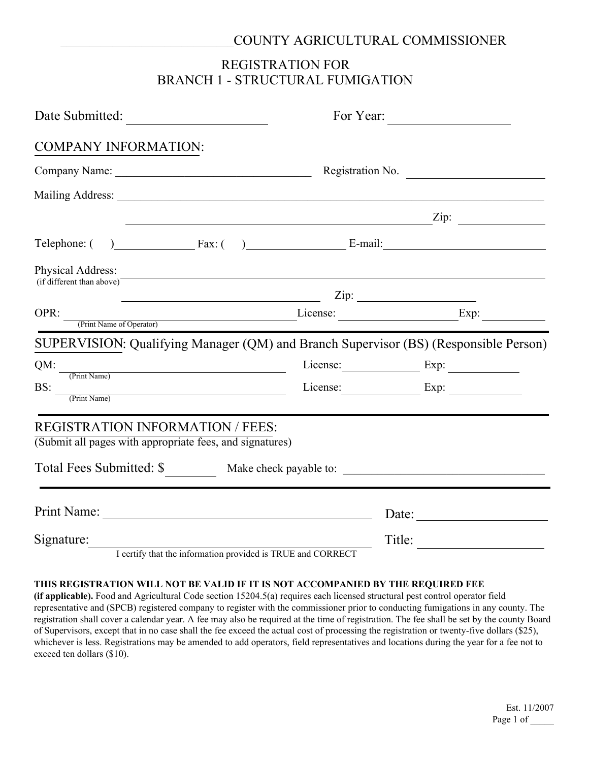______________________________COUNTY AGRICULTURAL COMMISSIONER

# REGISTRATION FOR
# BRANCH 1 - STRUCTURAL FUMIGATION

Date Submitted: ______________________ For Year: ____________________

## COMPANY INFORMATION:

Company Name: ____________________________________ Registration No. ________________________

Mailing Address: ______________________________________________________________________________

______________________________________________________ Zip: ______________

Telephone: ( ) ______________ Fax: ( ) __________________ E-mail: ____________________________

Physical Address: ______________________________________________________________________________
(if different than above)

__________________________________________ Zip: ______________________

OPR: ________________________________________________ License: ____________________ Exp: __________
(Print Name of Operator)

## SUPERVISION: Qualifying Manager (QM) and Branch Supervisor (BS) (Responsible Person)

QM: ________________________________________ License: ______________ Exp: ____________
(Print Name)

BS: ________________________________________ License: ______________ Exp: ____________
(Print Name)

## REGISTRATION INFORMATION / FEES:

(Submit all pages with appropriate fees, and signatures)

Total Fees Submitted: $________ Make check payable to: ____________________________________

Print Name: ____________________________________________ Date: ____________________

Signature: ____________________________________________ Title: ____________________
I certify that the information provided is TRUE and CORRECT

**THIS REGISTRATION WILL NOT BE VALID IF IT IS NOT ACCOMPANIED BY THE REQUIRED FEE (if applicable).** Food and Agricultural Code section 15204.5(a) requires each licensed structural pest control operator field representative and (SPCB) registered company to register with the commissioner prior to conducting fumigations in any county. The registration shall cover a calendar year. A fee may also be required at the time of registration. The fee shall be set by the county Board of Supervisors, except that in no case shall the fee exceed the actual cost of processing the registration or twenty-five dollars ($25), whichever is less. Registrations may be amended to add operators, field representatives and locations during the year for a fee not to exceed ten dollars ($10).

Est. 11/2007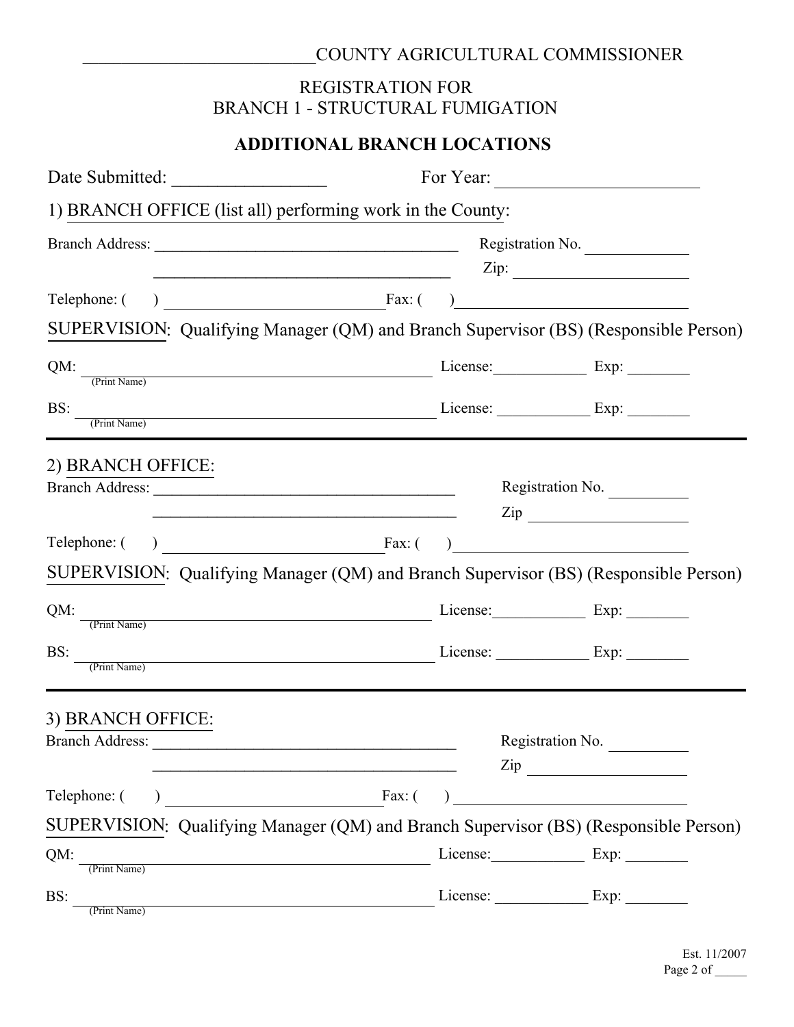__________________________COUNTY AGRICULTURAL COMMISSIONER

REGISTRATION FOR
BRANCH 1 - STRUCTURAL FUMIGATION

**ADDITIONAL BRANCH LOCATIONS**

Date Submitted: ________________ For Year: ______________________

1) BRANCH OFFICE (list all) performing work in the County:

Branch Address: ________________________________________ Registration No. ____________

________________________________________ Zip: ______________________

Telephone: ( ) __________________________ Fax: ( ) __________________________

SUPERVISION: Qualifying Manager (QM) and Branch Supervisor (BS) (Responsible Person)

QM: ________________________________________ License:____________ Exp: ________
(Print Name)

BS: ________________________________________ License: ____________ Exp: ________
(Print Name)

---

2) BRANCH OFFICE:

Branch Address: ________________________________________ Registration No. __________

________________________________________ Zip ____________________

Telephone: ( ) __________________________ Fax: ( ) __________________________

SUPERVISION: Qualifying Manager (QM) and Branch Supervisor (BS) (Responsible Person)

QM: ________________________________________ License:____________ Exp: ________
(Print Name)

BS: ________________________________________ License: ____________ Exp: ________
(Print Name)

---

3) BRANCH OFFICE:

Branch Address: ________________________________________ Registration No. __________

________________________________________ Zip ____________________

Telephone: ( ) __________________________ Fax: ( ) __________________________

SUPERVISION: Qualifying Manager (QM) and Branch Supervisor (BS) (Responsible Person)

QM: ________________________________________ License:____________ Exp: ________
(Print Name)

BS: ________________________________________ License: ____________ Exp: ________
(Print Name)

Est. 11/2007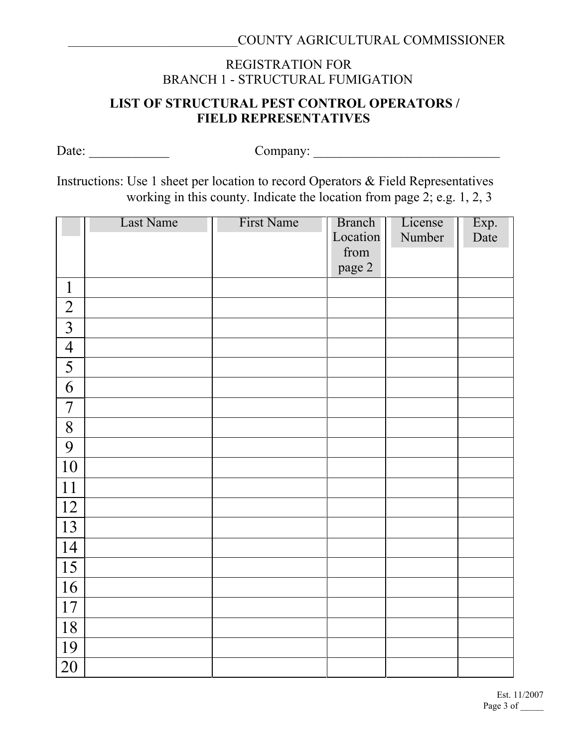\_\_\_\_\_\_\_\_\_\_\_\_\_\_\_\_\_\_\_\_\_\_\_\_\_\_COUNTY AGRICULTURAL COMMISSIONER

REGISTRATION FOR
BRANCH 1 - STRUCTURAL FUMIGATION

## LIST OF STRUCTURAL PEST CONTROL OPERATORS / FIELD REPRESENTATIVES

Date: \_\_\_\_\_\_\_\_\_\_\_\_ Company: \_\_\_\_\_\_\_\_\_\_\_\_\_\_\_\_\_\_\_\_\_\_\_\_\_\_\_\_\_

Instructions: Use 1 sheet per location to record Operators & Field Representatives working in this county. Indicate the location from page 2; e.g. 1, 2, 3

| | Last Name | First Name | Branch Location from page 2 | License Number | Exp. Date |
|---|---|---|---|---|---|
| 1 | | | | | |
| 2 | | | | | |
| 3 | | | | | |
| 4 | | | | | |
| 5 | | | | | |
| 6 | | | | | |
| 7 | | | | | |
| 8 | | | | | |
| 9 | | | | | |
| 10 | | | | | |
| 11 | | | | | |
| 12 | | | | | |
| 13 | | | | | |
| 14 | | | | | |
| 15 | | | | | |
| 16 | | | | | |
| 17 | | | | | |
| 18 | | | | | |
| 19 | | | | | |
| 20 | | | | | |

Est. 11/2007